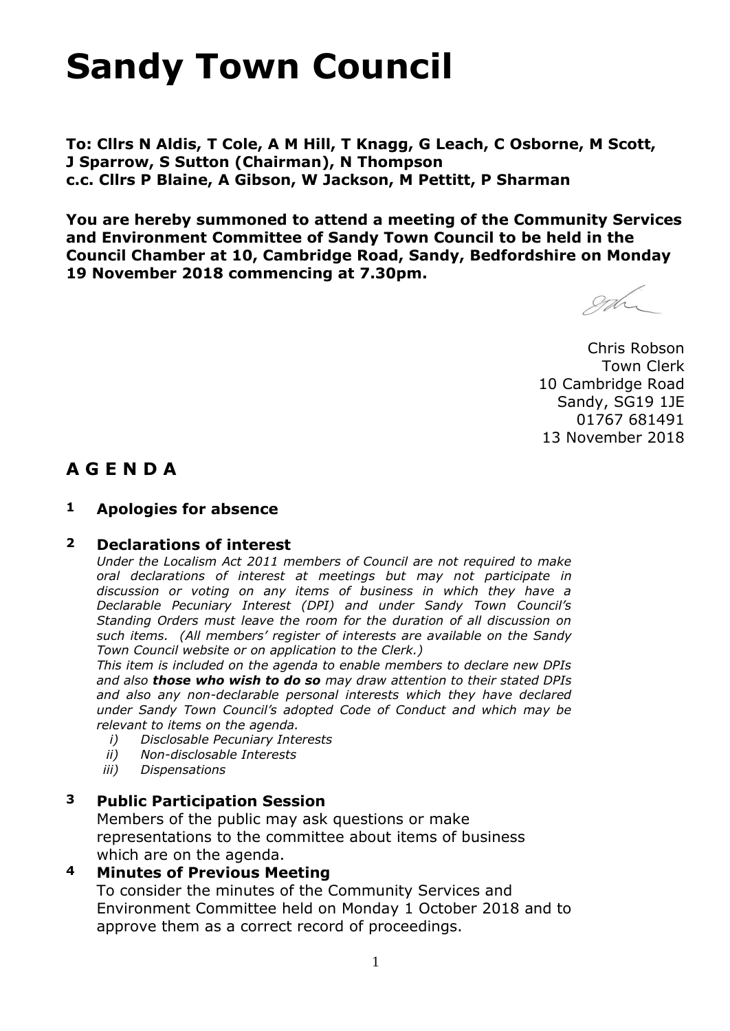# Sandy Town Council

**To: Cllrs N Aldis, T Cole, A M Hill, T Knagg, G Leach, C Osborne, M Scott, J Sparrow, S Sutton (Chairman), N Thompson**
**c.c. Cllrs P Blaine, A Gibson, W Jackson, M Pettitt, P Sharman**

**You are hereby summoned to attend a meeting of the Community Services and Environment Committee of Sandy Town Council to be held in the Council Chamber at 10, Cambridge Road, Sandy, Bedfordshire on Monday 19 November 2018 commencing at 7.30pm.**

Chris Robson
Town Clerk
10 Cambridge Road
Sandy, SG19 1JE
01767 681491
13 November 2018

## A G E N D A

**1 Apologies for absence**

**2 Declarations of interest**

*Under the Localism Act 2011 members of Council are not required to make oral declarations of interest at meetings but may not participate in discussion or voting on any items of business in which they have a Declarable Pecuniary Interest (DPI) and under Sandy Town Council's Standing Orders must leave the room for the duration of all discussion on such items. (All members' register of interests are available on the Sandy Town Council website or on application to the Clerk.)*

*This item is included on the agenda to enable members to declare new DPIs and also* ***those who wish to do so*** *may draw attention to their stated DPIs and also any non-declarable personal interests which they have declared under Sandy Town Council's adopted Code of Conduct and which may be relevant to items on the agenda.*

- *i) Disclosable Pecuniary Interests*
- *ii) Non-disclosable Interests*
- *iii) Dispensations*

**3 Public Participation Session**

Members of the public may ask questions or make representations to the committee about items of business which are on the agenda.

**4 Minutes of Previous Meeting**

To consider the minutes of the Community Services and Environment Committee held on Monday 1 October 2018 and to approve them as a correct record of proceedings.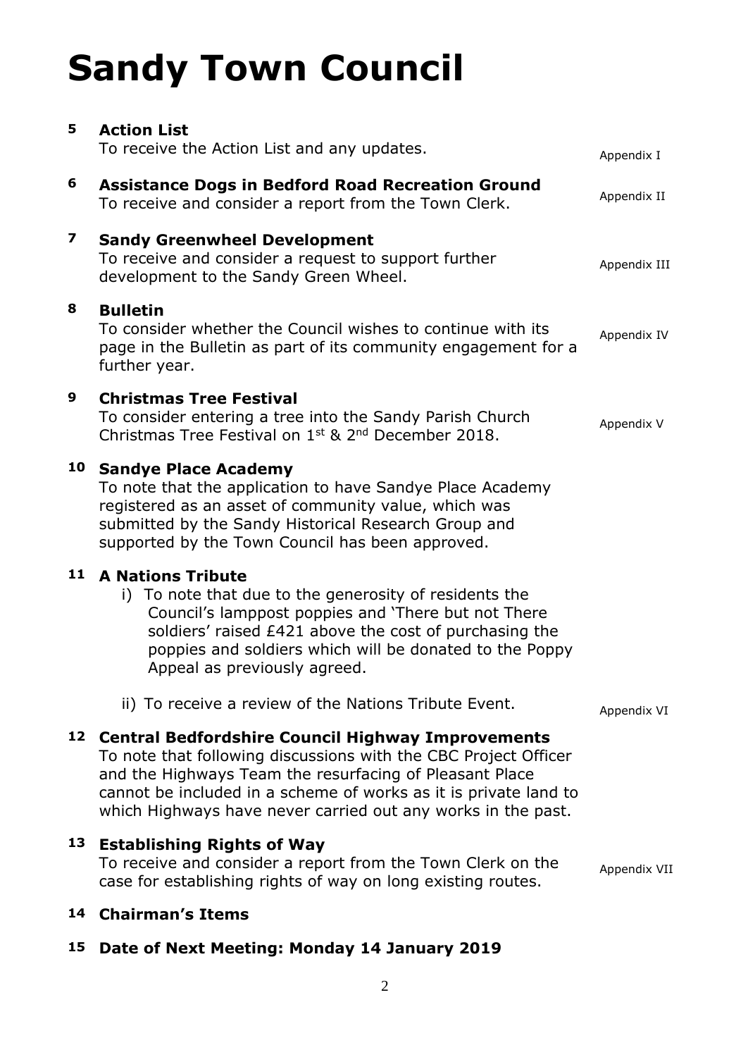# Sandy Town Council

**5 Action List**

To receive the Action List and any updates. Appendix I

**6 Assistance Dogs in Bedford Road Recreation Ground**

To receive and consider a report from the Town Clerk. Appendix II

**7 Sandy Greenwheel Development**

To receive and consider a request to support further development to the Sandy Green Wheel. Appendix III

**8 Bulletin**

To consider whether the Council wishes to continue with its page in the Bulletin as part of its community engagement for a further year. Appendix IV

**9 Christmas Tree Festival**

To consider entering a tree into the Sandy Parish Church Christmas Tree Festival on 1st & 2nd December 2018. Appendix V

**10 Sandye Place Academy**

To note that the application to have Sandye Place Academy registered as an asset of community value, which was submitted by the Sandy Historical Research Group and supported by the Town Council has been approved.

**11 A Nations Tribute**

i) To note that due to the generosity of residents the Council's lamppost poppies and 'There but not There soldiers' raised £421 above the cost of purchasing the poppies and soldiers which will be donated to the Poppy Appeal as previously agreed.

ii) To receive a review of the Nations Tribute Event. Appendix VI

**12 Central Bedfordshire Council Highway Improvements**

To note that following discussions with the CBC Project Officer and the Highways Team the resurfacing of Pleasant Place cannot be included in a scheme of works as it is private land to which Highways have never carried out any works in the past.

**13 Establishing Rights of Way**

To receive and consider a report from the Town Clerk on the case for establishing rights of way on long existing routes. Appendix VII

**14 Chairman's Items**

**15 Date of Next Meeting: Monday 14 January 2019**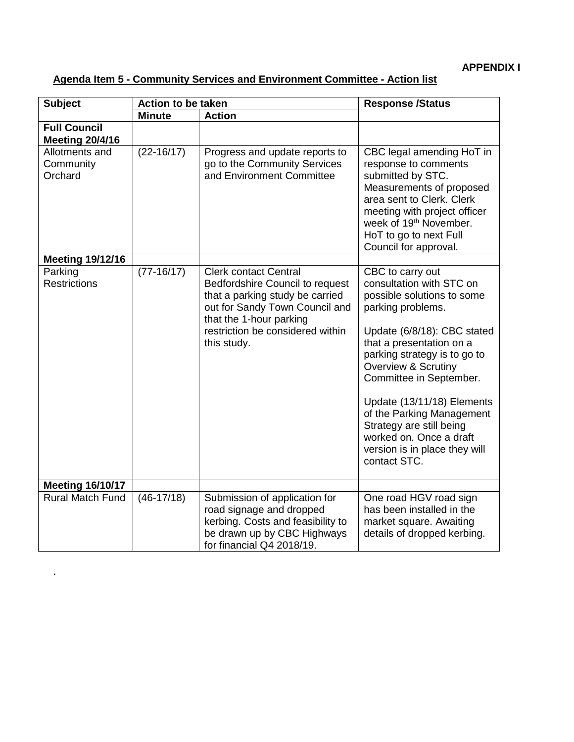**APPENDIX I**

**Agenda Item 5 - Community Services and Environment Committee - Action list**

| Subject | Action to be taken | | Response /Status |
|---|---|---|---|
| | **Minute** | **Action** | |
| **Full Council Meeting 20/4/16** | | | |
| Allotments and Community Orchard | (22-16/17) | Progress and update reports to go to the Community Services and Environment Committee | CBC legal amending HoT in response to comments submitted by STC. Measurements of proposed area sent to Clerk. Clerk meeting with project officer week of 19th November. HoT to go to next Full Council for approval. |
| **Meeting 19/12/16** | | | |
| Parking Restrictions | (77-16/17) | Clerk contact Central Bedfordshire Council to request that a parking study be carried out for Sandy Town Council and that the 1-hour parking restriction be considered within this study. | CBC to carry out consultation with STC on possible solutions to some parking problems.<br><br>Update (6/8/18): CBC stated that a presentation on a parking strategy is to go to Overview & Scrutiny Committee in September.<br><br>Update (13/11/18) Elements of the Parking Management Strategy are still being worked on. Once a draft version is in place they will contact STC. |
| **Meeting 16/10/17** | | | |
| Rural Match Fund | (46-17/18) | Submission of application for road signage and dropped kerbing. Costs and feasibility to be drawn up by CBC Highways for financial Q4 2018/19. | One road HGV road sign has been installed in the market square. Awaiting details of dropped kerbing. |

.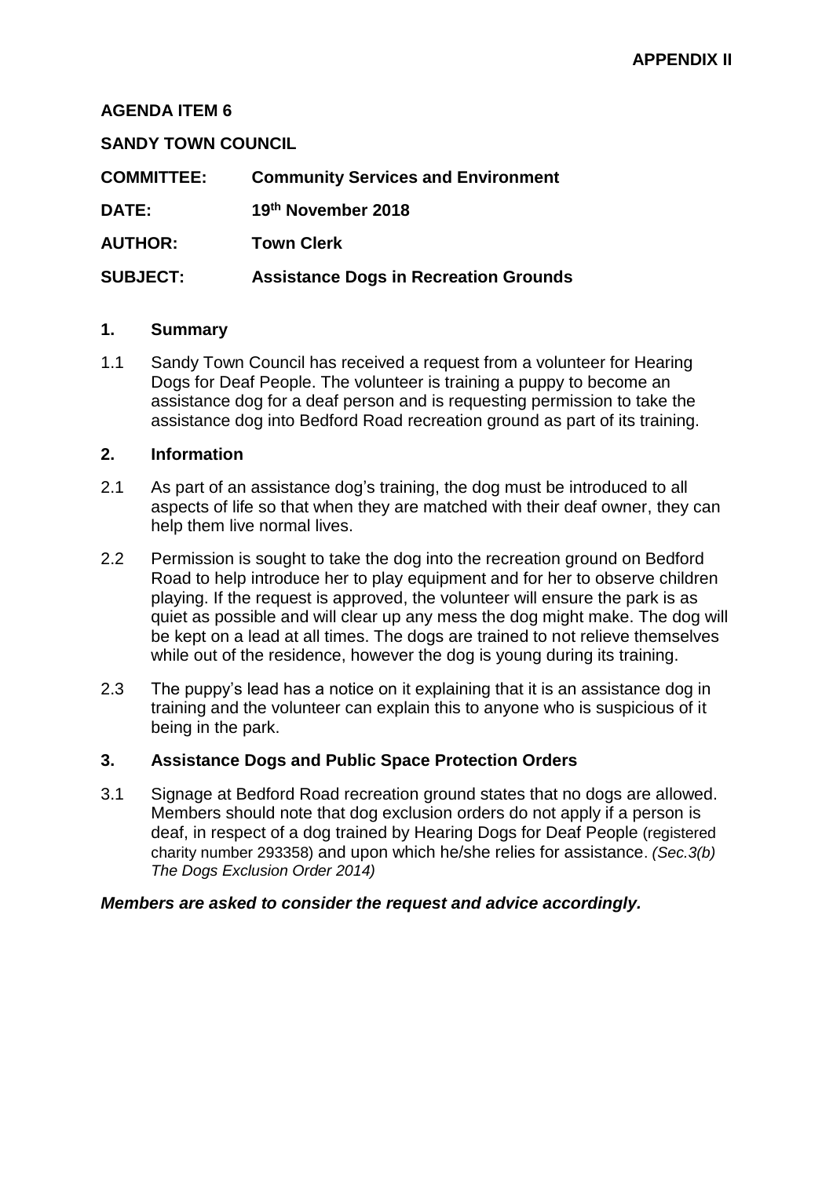**APPENDIX II**

**AGENDA ITEM 6**

**SANDY TOWN COUNCIL**

**COMMITTEE:** **Community Services and Environment**

**DATE:** **19th November 2018**

**AUTHOR:** **Town Clerk**

**SUBJECT:** **Assistance Dogs in Recreation Grounds**

## 1. Summary

1.1 Sandy Town Council has received a request from a volunteer for Hearing Dogs for Deaf People. The volunteer is training a puppy to become an assistance dog for a deaf person and is requesting permission to take the assistance dog into Bedford Road recreation ground as part of its training.

## 2. Information

2.1 As part of an assistance dog's training, the dog must be introduced to all aspects of life so that when they are matched with their deaf owner, they can help them live normal lives.

2.2 Permission is sought to take the dog into the recreation ground on Bedford Road to help introduce her to play equipment and for her to observe children playing. If the request is approved, the volunteer will ensure the park is as quiet as possible and will clear up any mess the dog might make. The dog will be kept on a lead at all times. The dogs are trained to not relieve themselves while out of the residence, however the dog is young during its training.

2.3 The puppy's lead has a notice on it explaining that it is an assistance dog in training and the volunteer can explain this to anyone who is suspicious of it being in the park.

## 3. Assistance Dogs and Public Space Protection Orders

3.1 Signage at Bedford Road recreation ground states that no dogs are allowed. Members should note that dog exclusion orders do not apply if a person is deaf, in respect of a dog trained by Hearing Dogs for Deaf People (registered charity number 293358) and upon which he/she relies for assistance. *(Sec.3(b) The Dogs Exclusion Order 2014)*

***Members are asked to consider the request and advice accordingly.***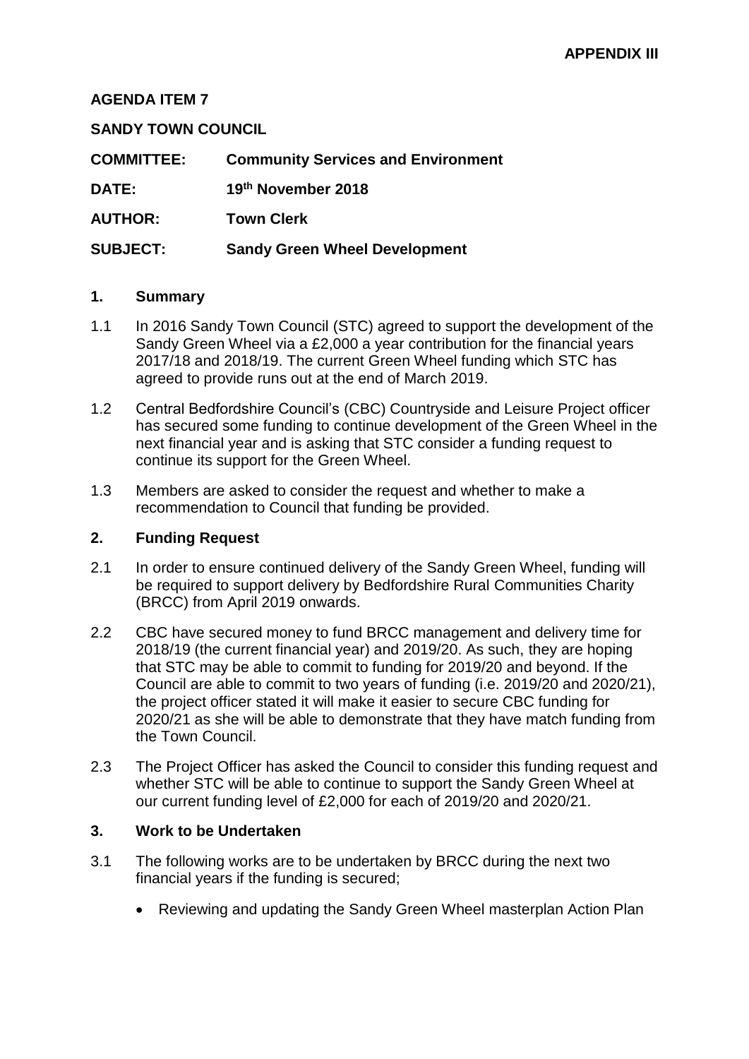**APPENDIX III**

**AGENDA ITEM 7**

**SANDY TOWN COUNCIL**

**COMMITTEE:** **Community Services and Environment**

**DATE:** **19th November 2018**

**AUTHOR:** **Town Clerk**

**SUBJECT:** **Sandy Green Wheel Development**

## 1. Summary

1.1 In 2016 Sandy Town Council (STC) agreed to support the development of the Sandy Green Wheel via a £2,000 a year contribution for the financial years 2017/18 and 2018/19. The current Green Wheel funding which STC has agreed to provide runs out at the end of March 2019.

1.2 Central Bedfordshire Council's (CBC) Countryside and Leisure Project officer has secured some funding to continue development of the Green Wheel in the next financial year and is asking that STC consider a funding request to continue its support for the Green Wheel.

1.3 Members are asked to consider the request and whether to make a recommendation to Council that funding be provided.

## 2. Funding Request

2.1 In order to ensure continued delivery of the Sandy Green Wheel, funding will be required to support delivery by Bedfordshire Rural Communities Charity (BRCC) from April 2019 onwards.

2.2 CBC have secured money to fund BRCC management and delivery time for 2018/19 (the current financial year) and 2019/20. As such, they are hoping that STC may be able to commit to funding for 2019/20 and beyond. If the Council are able to commit to two years of funding (i.e. 2019/20 and 2020/21), the project officer stated it will make it easier to secure CBC funding for 2020/21 as she will be able to demonstrate that they have match funding from the Town Council.

2.3 The Project Officer has asked the Council to consider this funding request and whether STC will be able to continue to support the Sandy Green Wheel at our current funding level of £2,000 for each of 2019/20 and 2020/21.

## 3. Work to be Undertaken

3.1 The following works are to be undertaken by BRCC during the next two financial years if the funding is secured;

- Reviewing and updating the Sandy Green Wheel masterplan Action Plan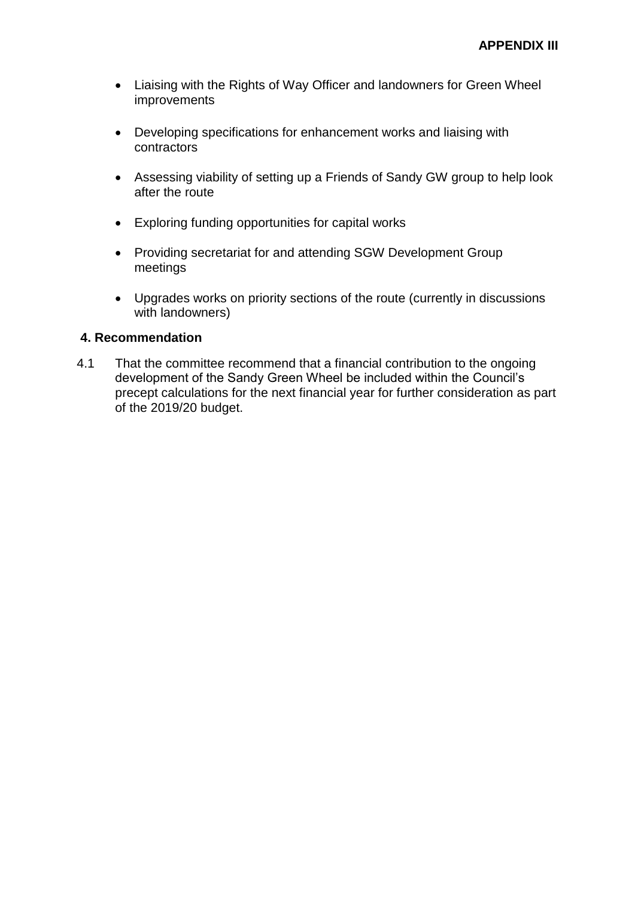**APPENDIX III**

- Liaising with the Rights of Way Officer and landowners for Green Wheel improvements
- Developing specifications for enhancement works and liaising with contractors
- Assessing viability of setting up a Friends of Sandy GW group to help look after the route
- Exploring funding opportunities for capital works
- Providing secretariat for and attending SGW Development Group meetings
- Upgrades works on priority sections of the route (currently in discussions with landowners)

## 4. Recommendation

4.1 That the committee recommend that a financial contribution to the ongoing development of the Sandy Green Wheel be included within the Council's precept calculations for the next financial year for further consideration as part of the 2019/20 budget.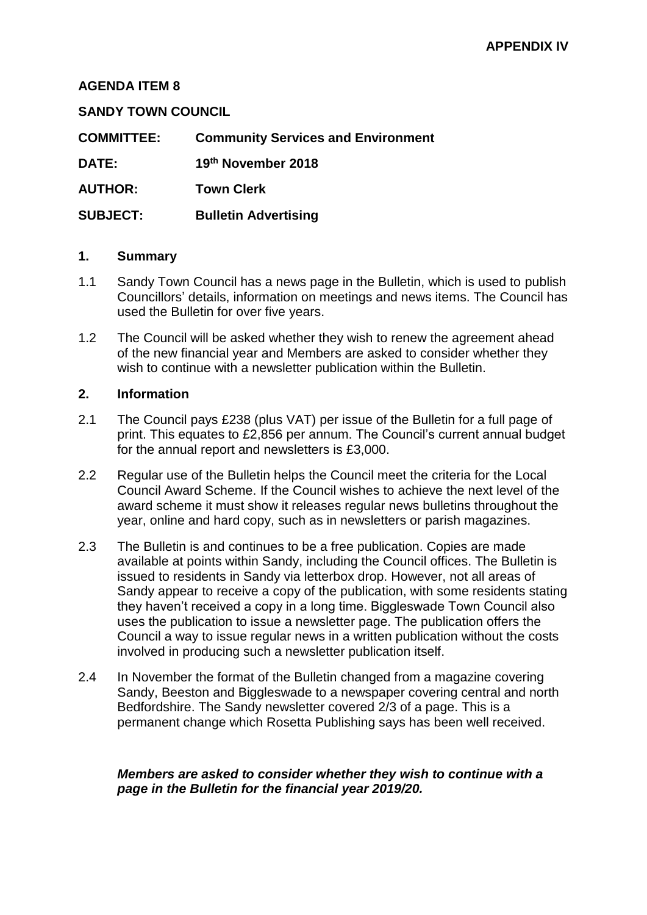**APPENDIX IV**

**AGENDA ITEM 8**

**SANDY TOWN COUNCIL**

**COMMITTEE:** **Community Services and Environment**

**DATE:** **19th November 2018**

**AUTHOR:** **Town Clerk**

**SUBJECT:** **Bulletin Advertising**

## 1. Summary

1.1 Sandy Town Council has a news page in the Bulletin, which is used to publish Councillors' details, information on meetings and news items. The Council has used the Bulletin for over five years.

1.2 The Council will be asked whether they wish to renew the agreement ahead of the new financial year and Members are asked to consider whether they wish to continue with a newsletter publication within the Bulletin.

## 2. Information

2.1 The Council pays £238 (plus VAT) per issue of the Bulletin for a full page of print. This equates to £2,856 per annum. The Council's current annual budget for the annual report and newsletters is £3,000.

2.2 Regular use of the Bulletin helps the Council meet the criteria for the Local Council Award Scheme. If the Council wishes to achieve the next level of the award scheme it must show it releases regular news bulletins throughout the year, online and hard copy, such as in newsletters or parish magazines.

2.3 The Bulletin is and continues to be a free publication. Copies are made available at points within Sandy, including the Council offices. The Bulletin is issued to residents in Sandy via letterbox drop. However, not all areas of Sandy appear to receive a copy of the publication, with some residents stating they haven't received a copy in a long time. Biggleswade Town Council also uses the publication to issue a newsletter page. The publication offers the Council a way to issue regular news in a written publication without the costs involved in producing such a newsletter publication itself.

2.4 In November the format of the Bulletin changed from a magazine covering Sandy, Beeston and Biggleswade to a newspaper covering central and north Bedfordshire. The Sandy newsletter covered 2/3 of a page. This is a permanent change which Rosetta Publishing says has been well received.

***Members are asked to consider whether they wish to continue with a page in the Bulletin for the financial year 2019/20.***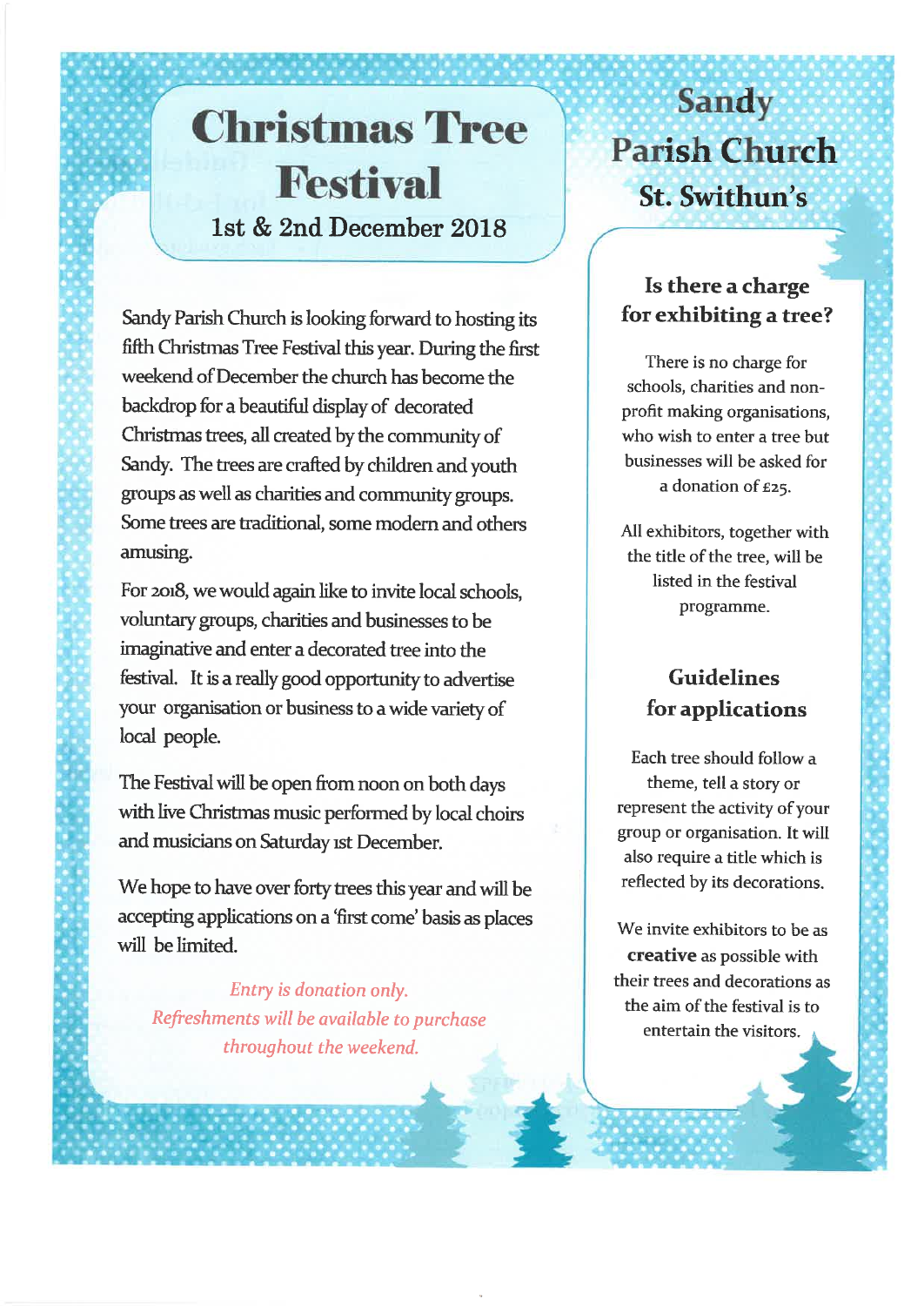# Christmas Tree Festival

1st & 2nd December 2018

Sandy Parish Church is looking forward to hosting its fifth Christmas Tree Festival this year. During the first weekend of December the church has become the backdrop for a beautiful display of decorated Christmas trees, all created by the community of Sandy. The trees are crafted by children and youth groups as well as charities and community groups. Some trees are traditional, some modern and others amusing.

For 2018, we would again like to invite local schools, voluntary groups, charities and businesses to be imaginative and enter a decorated tree into the festival. It is a really good opportunity to advertise your organisation or business to a wide variety of local people.

The Festival will be open from noon on both days with live Christmas music performed by local choirs and musicians on Saturday 1st December.

We hope to have over forty trees this year and will be accepting applications on a 'first come' basis as places will be limited.

*Entry is donation only.*
*Refreshments will be available to purchase throughout the weekend.*

## Sandy Parish Church
## St. Swithun's

### Is there a charge for exhibiting a tree?

There is no charge for schools, charities and non-profit making organisations, who wish to enter a tree but businesses will be asked for a donation of £25.

All exhibitors, together with the title of the tree, will be listed in the festival programme.

### Guidelines for applications

Each tree should follow a theme, tell a story or represent the activity of your group or organisation. It will also require a title which is reflected by its decorations.

We invite exhibitors to be as **creative** as possible with their trees and decorations as the aim of the festival is to entertain the visitors.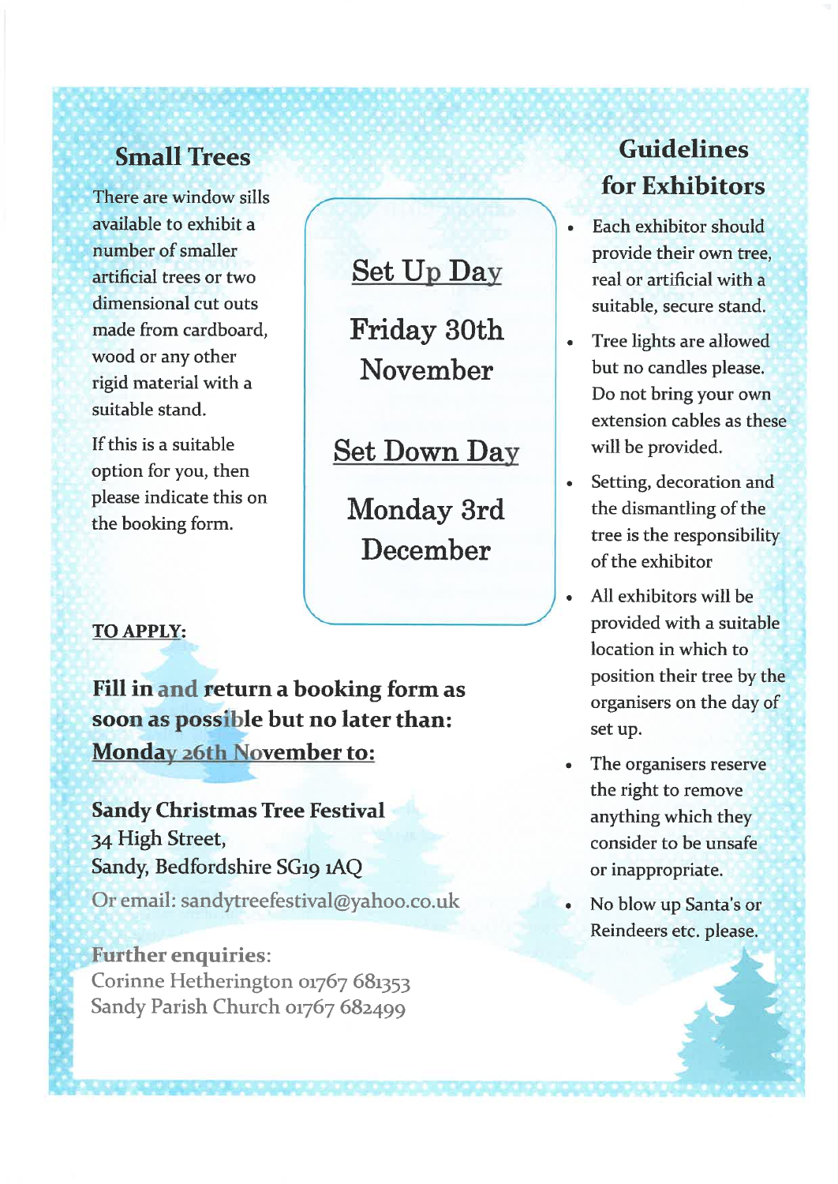## Small Trees

There are window sills available to exhibit a number of smaller artificial trees or two dimensional cut outs made from cardboard, wood or any other rigid material with a suitable stand.

If this is a suitable option for you, then please indicate this on the booking form.

## Set Up Day

**Friday 30th November**

## Set Down Day

**Monday 3rd December**

**TO APPLY:**

**Fill in and return a booking form as soon as possible but no later than: Monday 26th November to:**

**Sandy Christmas Tree Festival**
34 High Street,
Sandy, Bedfordshire SG19 1AQ

Or email: sandytreefestival@yahoo.co.uk

**Further enquiries:**
Corinne Hetherington 01767 681353
Sandy Parish Church 01767 682499

## Guidelines for Exhibitors

- Each exhibitor should provide their own tree, real or artificial with a suitable, secure stand.
- Tree lights are allowed but no candles please. Do not bring your own extension cables as these will be provided.
- Setting, decoration and the dismantling of the tree is the responsibility of the exhibitor
- All exhibitors will be provided with a suitable location in which to position their tree by the organisers on the day of set up.
- The organisers reserve the right to remove anything which they consider to be unsafe or inappropriate.
- No blow up Santa's or Reindeers etc. please.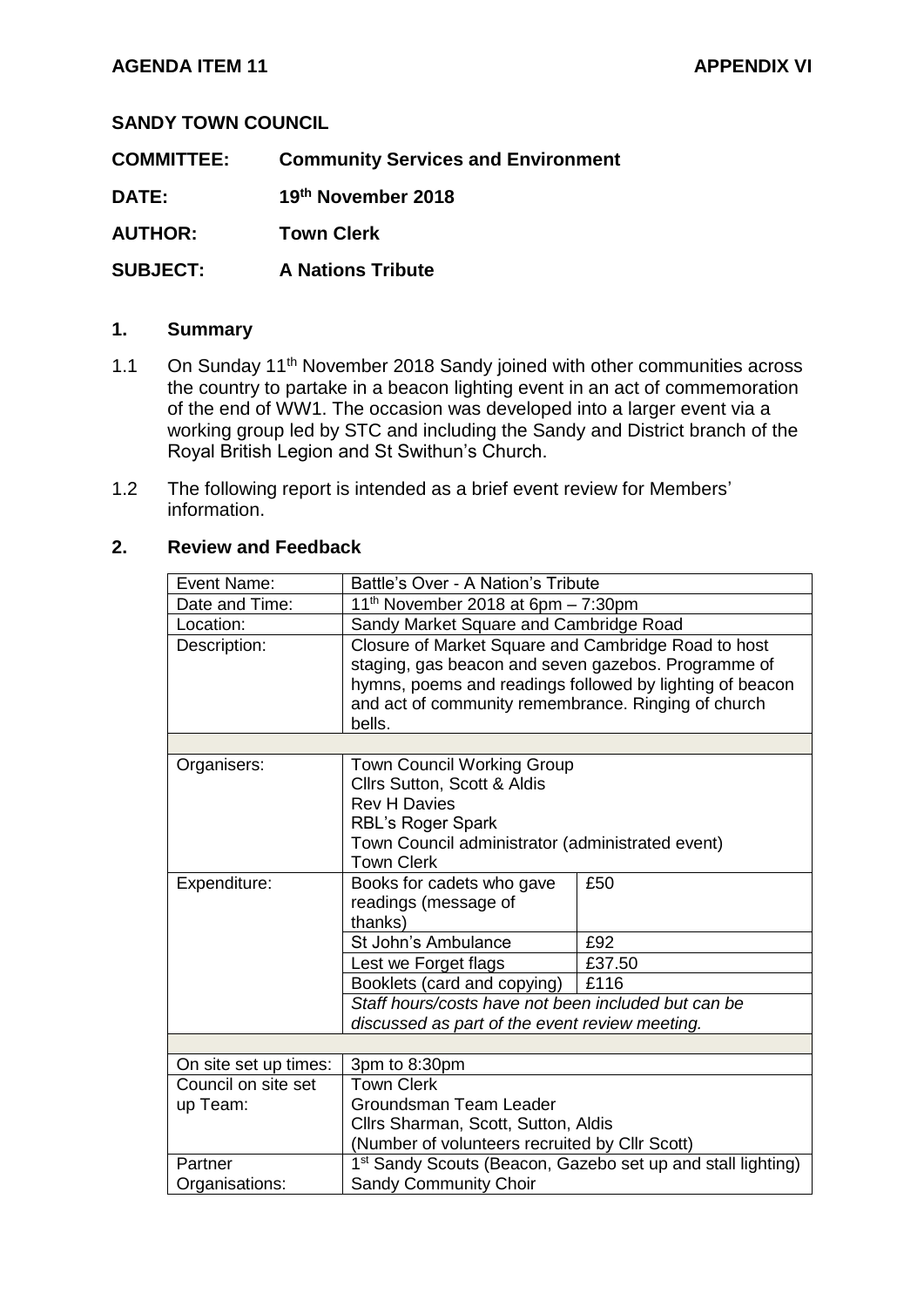**AGENDA ITEM 11** **APPENDIX VI**

**SANDY TOWN COUNCIL**

**COMMITTEE:** **Community Services and Environment**

**DATE:** **19th November 2018**

**AUTHOR:** **Town Clerk**

**SUBJECT:** **A Nations Tribute**

## 1. Summary

1.1 On Sunday 11th November 2018 Sandy joined with other communities across the country to partake in a beacon lighting event in an act of commemoration of the end of WW1. The occasion was developed into a larger event via a working group led by STC and including the Sandy and District branch of the Royal British Legion and St Swithun's Church.

1.2 The following report is intended as a brief event review for Members' information.

## 2. Review and Feedback

| | | |
|---|---|---|
| Event Name: | Battle's Over - A Nation's Tribute | |
| Date and Time: | 11th November 2018 at 6pm – 7:30pm | |
| Location: | Sandy Market Square and Cambridge Road | |
| Description: | Closure of Market Square and Cambridge Road to host staging, gas beacon and seven gazebos. Programme of hymns, poems and readings followed by lighting of beacon and act of community remembrance. Ringing of church bells. | |
| | | |
| Organisers: | Town Council Working Group<br>Cllrs Sutton, Scott & Aldis<br>Rev H Davies<br>RBL's Roger Spark<br>Town Council administrator (administrated event)<br>Town Clerk | |
| Expenditure: | Books for cadets who gave readings (message of thanks) | £50 |
| | St John's Ambulance | £92 |
| | Lest we Forget flags | £37.50 |
| | Booklets (card and copying) | £116 |
| | *Staff hours/costs have not been included but can be discussed as part of the event review meeting.* | |
| | | |
| On site set up times: | 3pm to 8:30pm | |
| Council on site set up Team: | Town Clerk<br>Groundsman Team Leader<br>Cllrs Sharman, Scott, Sutton, Aldis<br>(Number of volunteers recruited by Cllr Scott) | |
| Partner Organisations: | 1st Sandy Scouts (Beacon, Gazebo set up and stall lighting)<br>Sandy Community Choir | |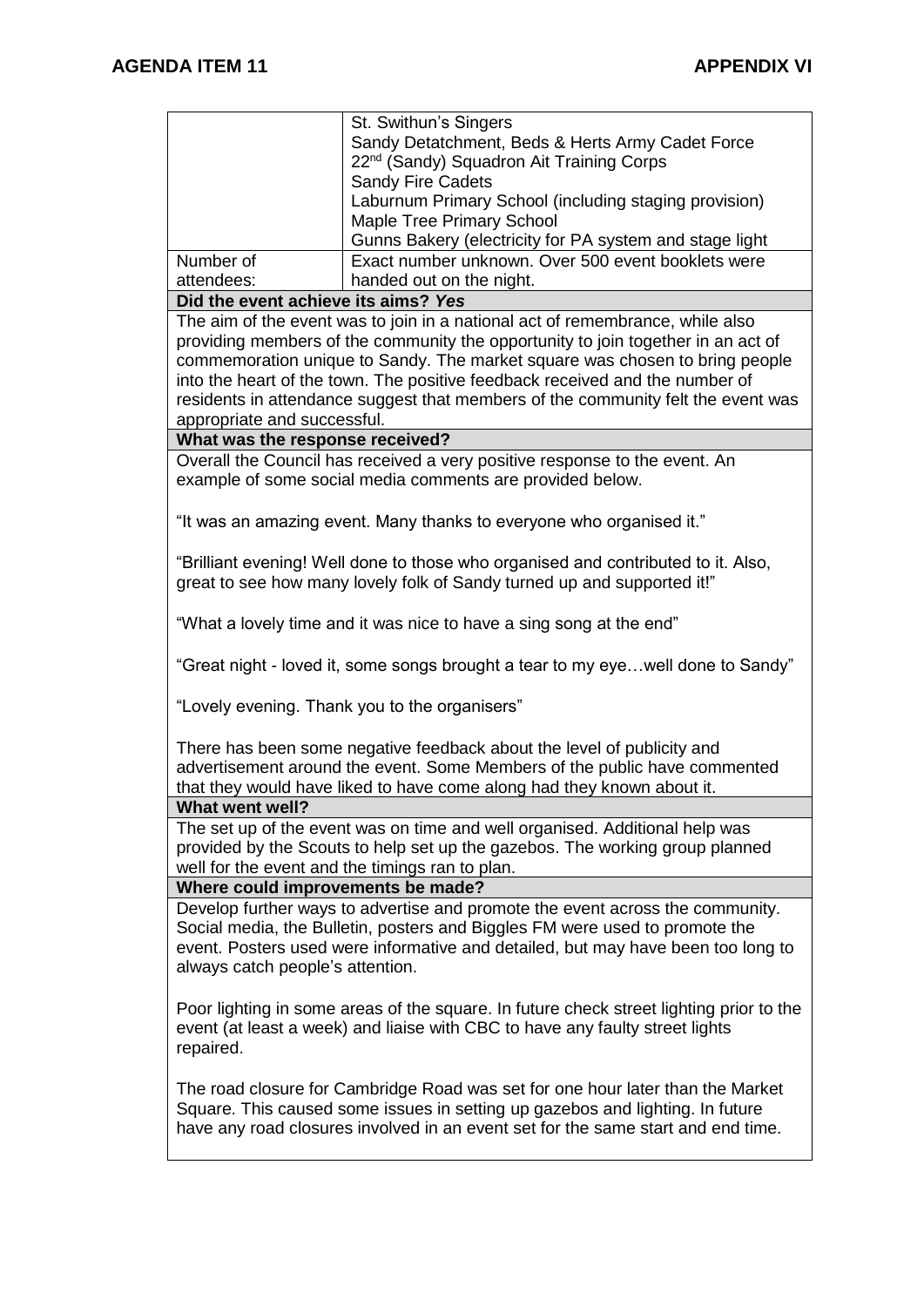| | |
|---|---|
| | St. Swithun's Singers<br>Sandy Detachment, Beds & Herts Army Cadet Force<br>22nd (Sandy) Squadron Ait Training Corps<br>Sandy Fire Cadets<br>Laburnum Primary School (including staging provision)<br>Maple Tree Primary School<br>Gunns Bakery (electricity for PA system and stage light |
| Number of attendees: | Exact number unknown. Over 500 event booklets were handed out on the night. |

**Did the event achieve its aims? *Yes***

The aim of the event was to join in a national act of remembrance, while also providing members of the community the opportunity to join together in an act of commemoration unique to Sandy. The market square was chosen to bring people into the heart of the town. The positive feedback received and the number of residents in attendance suggest that members of the community felt the event was appropriate and successful.

**What was the response received?**

Overall the Council has received a very positive response to the event. An example of some social media comments are provided below.

"It was an amazing event. Many thanks to everyone who organised it."

"Brilliant evening! Well done to those who organised and contributed to it. Also, great to see how many lovely folk of Sandy turned up and supported it!"

"What a lovely time and it was nice to have a sing song at the end"

"Great night - loved it, some songs brought a tear to my eye…well done to Sandy"

"Lovely evening. Thank you to the organisers"

There has been some negative feedback about the level of publicity and advertisement around the event. Some Members of the public have commented that they would have liked to have come along had they known about it.

**What went well?**

The set up of the event was on time and well organised. Additional help was provided by the Scouts to help set up the gazebos. The working group planned well for the event and the timings ran to plan.

**Where could improvements be made?**

Develop further ways to advertise and promote the event across the community. Social media, the Bulletin, posters and Biggles FM were used to promote the event. Posters used were informative and detailed, but may have been too long to always catch people's attention.

Poor lighting in some areas of the square. In future check street lighting prior to the event (at least a week) and liaise with CBC to have any faulty street lights repaired.

The road closure for Cambridge Road was set for one hour later than the Market Square. This caused some issues in setting up gazebos and lighting. In future have any road closures involved in an event set for the same start and end time.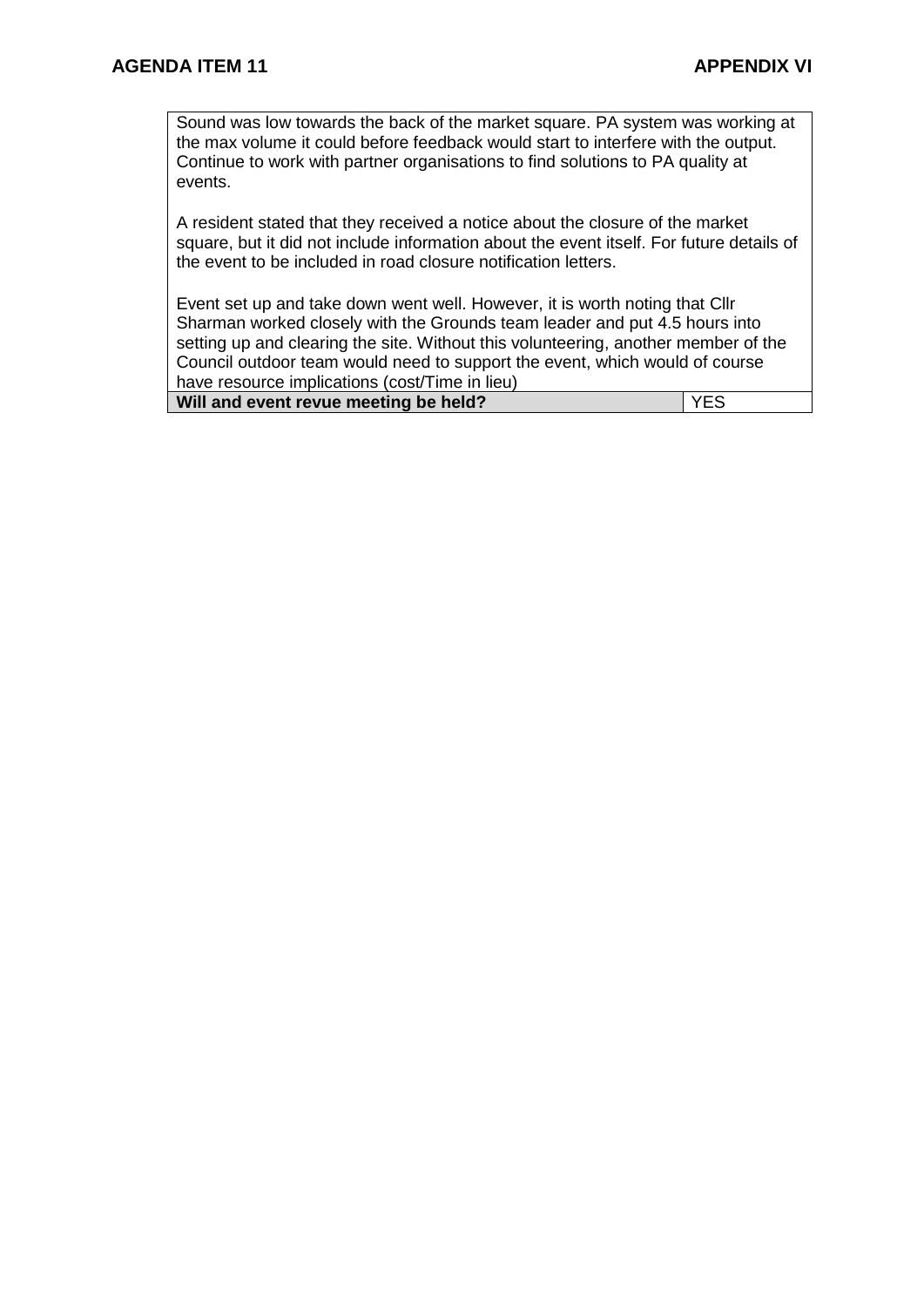Sound was low towards the back of the market square. PA system was working at the max volume it could before feedback would start to interfere with the output. Continue to work with partner organisations to find solutions to PA quality at events.

A resident stated that they received a notice about the closure of the market square, but it did not include information about the event itself. For future details of the event to be included in road closure notification letters.

Event set up and take down went well. However, it is worth noting that Cllr Sharman worked closely with the Grounds team leader and put 4.5 hours into setting up and clearing the site. Without this volunteering, another member of the Council outdoor team would need to support the event, which would of course have resource implications (cost/Time in lieu)

| **Will and event revue meeting be held?** | YES |
|---|---|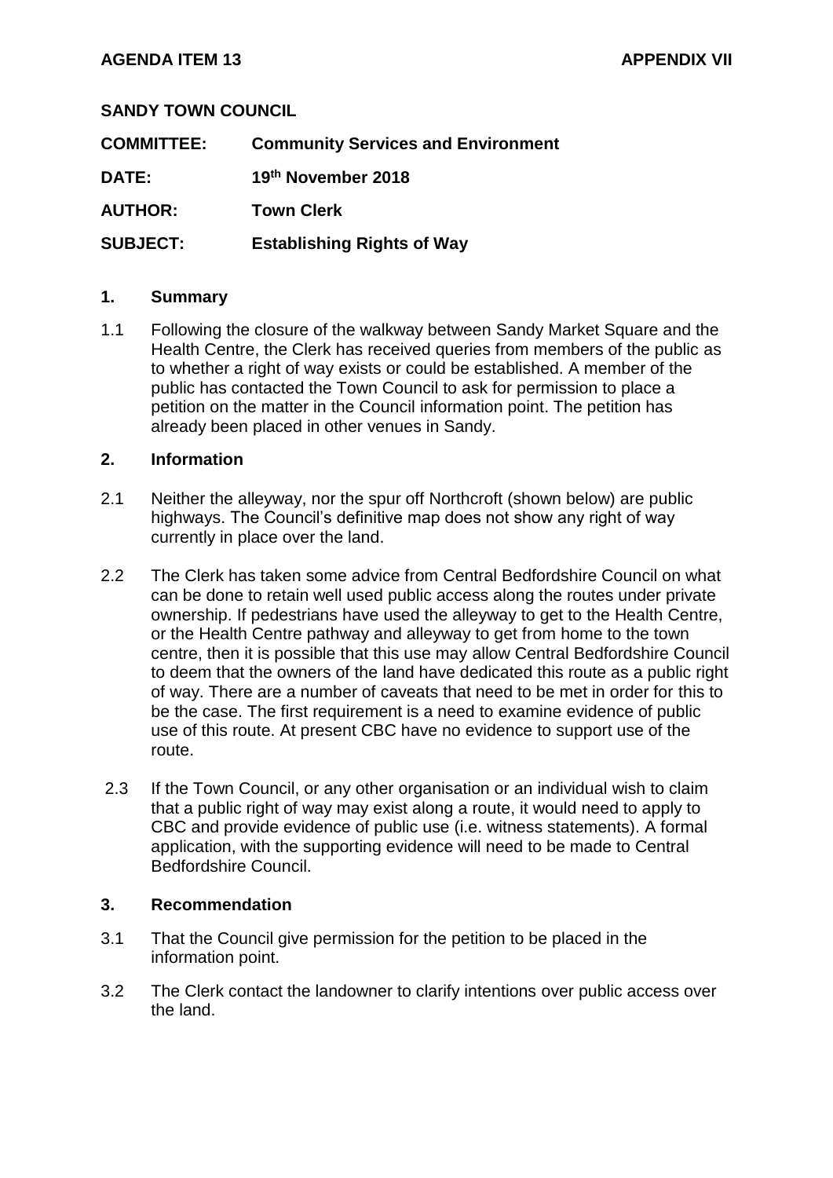**AGENDA ITEM 13** **APPENDIX VII**

**SANDY TOWN COUNCIL**

| | |
|---|---|
| **COMMITTEE:** | **Community Services and Environment** |
| **DATE:** | **19th November 2018** |
| **AUTHOR:** | **Town Clerk** |
| **SUBJECT:** | **Establishing Rights of Way** |

## 1. Summary

1.1 Following the closure of the walkway between Sandy Market Square and the Health Centre, the Clerk has received queries from members of the public as to whether a right of way exists or could be established. A member of the public has contacted the Town Council to ask for permission to place a petition on the matter in the Council information point. The petition has already been placed in other venues in Sandy.

## 2. Information

2.1 Neither the alleyway, nor the spur off Northcroft (shown below) are public highways. The Council's definitive map does not show any right of way currently in place over the land.

2.2 The Clerk has taken some advice from Central Bedfordshire Council on what can be done to retain well used public access along the routes under private ownership. If pedestrians have used the alleyway to get to the Health Centre, or the Health Centre pathway and alleyway to get from home to the town centre, then it is possible that this use may allow Central Bedfordshire Council to deem that the owners of the land have dedicated this route as a public right of way. There are a number of caveats that need to be met in order for this to be the case. The first requirement is a need to examine evidence of public use of this route. At present CBC have no evidence to support use of the route.

2.3 If the Town Council, or any other organisation or an individual wish to claim that a public right of way may exist along a route, it would need to apply to CBC and provide evidence of public use (i.e. witness statements). A formal application, with the supporting evidence will need to be made to Central Bedfordshire Council.

## 3. Recommendation

3.1 That the Council give permission for the petition to be placed in the information point.

3.2 The Clerk contact the landowner to clarify intentions over public access over the land.